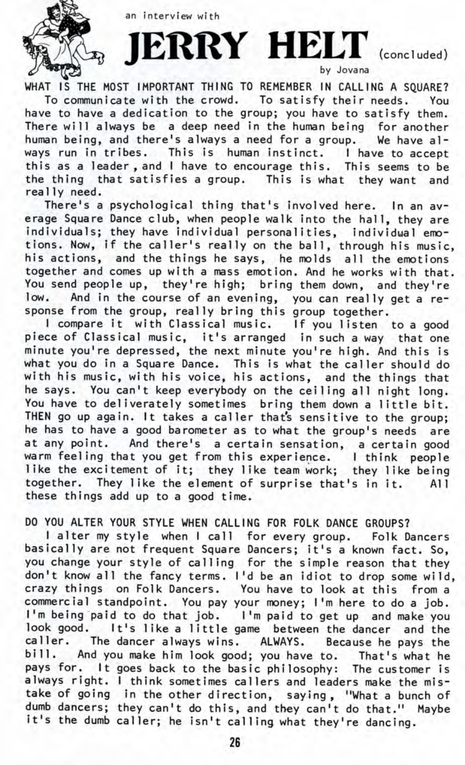an interview with

# JERRY HELT (concluded)

by Jovana

WHAT IS THE MOST IMPORTANT THING TO REMEMBER IN CALLING A SQUARE?

To communicate with the crowd. To satisfy their needs. You have to have a dedication to the group; you have to satisfy them. There will always be a deep need in the human being for another human being, and there's always a need for a group. We have always run in tribes. This is human instinct. I have to accept this as a leader, and I have to encourage this. This seems to be the thing that satisfies a group. This is what they want and really need.

There's a psychological thing that's involved here. In an average Square Dance club, when people walk into the hall, they are individuals; they have individual personalities, individual emotions. Now, if the caller's really on the ball, through his music, his actions, and the things he says, he molds all the emotions together and comes up with a mass emotion. And he works with that. You send people up, they're high; bring them down, and they're low. And in the course of an evening, you can really get a response from the group, really bring this group together.

I compare it with Classical music. If you listen to a good piece of Classical music, it's arranged in such a way that one minute you're depressed, the next minute you're high. And this is what you do in a Square Dance. This is what the caller should do with his music, with his voice, his actions, and the things that he says. You can't keep everybody on the ceiling all night long. You have to deliverately sometimes bring them down a little bit. THEN go up again. It takes a caller that's sensitive to the group; he has to have a good barometer as to what the group's needs are at any point. And there's a certain sensation, a certain good warm feeling that you get from this experience. I think people like the excitement of it; they like team work; they like being together. They like the element of surprise that's in it. All these things add up to a good time.

DO YOU ALTER YOUR STYLE WHEN CALLING FOR FOLK DANCE GROUPS?

I alter my style when I call for every group. Folk Dancers basically are not frequent Square Dancers; it's a known fact. So, you change your style of calling for the simple reason that they don't know all the fancy terms. I'd be an idiot to drop some wild, crazy things on Folk Dancers. You have to look at this from a commercial standpoint. You pay your money; I'm here to do a job. I'm being paid to do that job. I'm paid to get up and make you look good. It's like a little game between the dancer and the caller. The dancer always wins. ALWAYS. Because he pays the bill. And you make him look good; you have to. That's what he pays for. It goes back to the basic philosophy: The customer is always right. I think sometimes callers and leaders make the mistake of going in the other direction, saying, "What a bunch of dumb dancers; they can't do this, and they can't do that." Maybe it's the dumb caller; he isn't calling what they're dancing.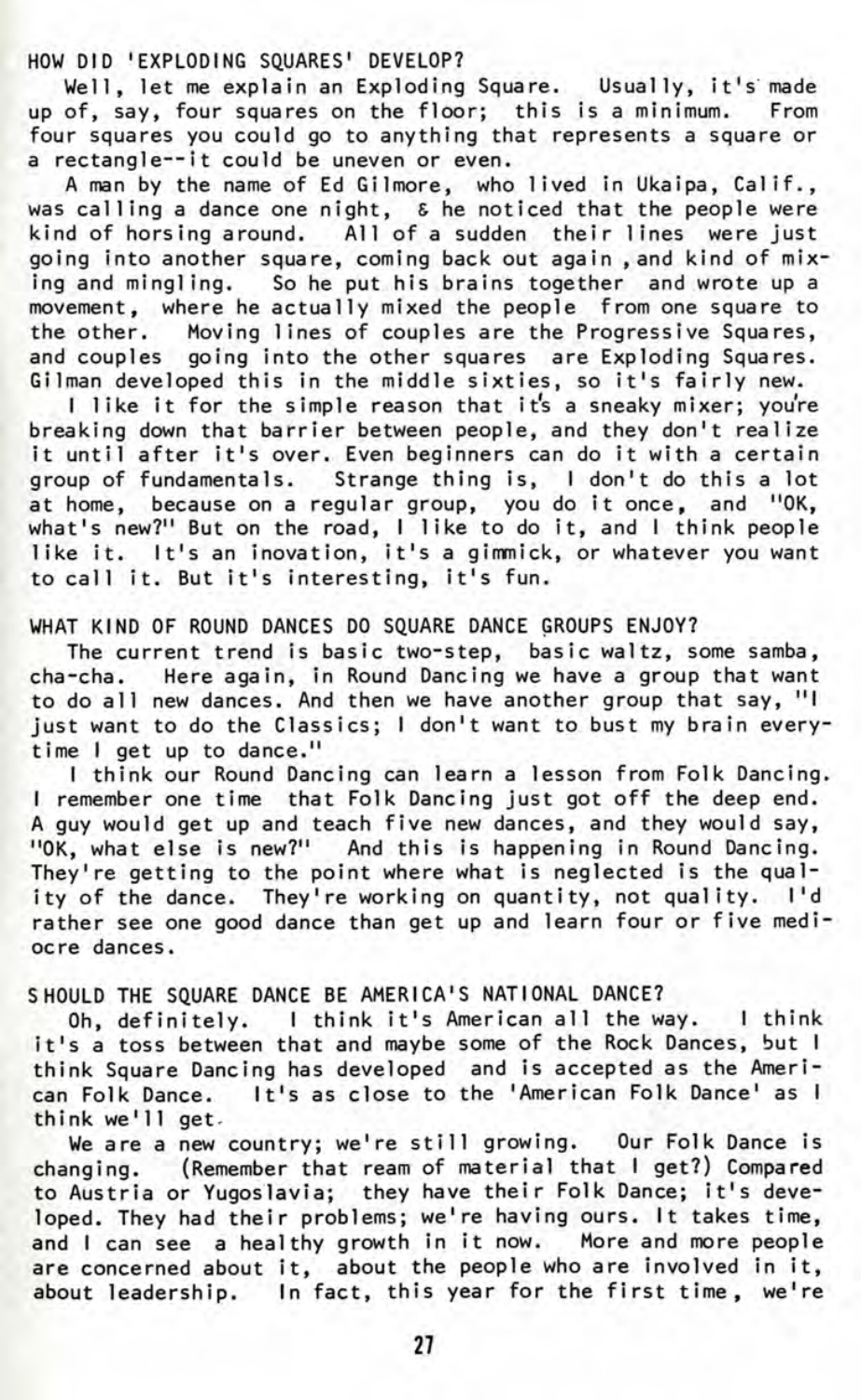## HOW DID 'EXPLODING SQUARES' DEVELOP?

Well, let me explain an Exploding Square. Usually, it's made up of, say, four squares on the floor; this is a minimum. From four squares you could go to anything that represents a square or a rectangle--it could be uneven or even.

A man by the name of Ed Gilmore, who lived in Ukaipa, Calif., was calling a dance one night, & he noticed that the people were kind of horsing around. All of a sudden their lines were just going into another square, coming back out again, and kind of mixing and mingling. So he put his brains together and wrote up a movement, where he actually mixed the people from one square to the other. Moving lines of couples are the Progressive Squares, and couples going into the other squares are Exploding Squares. Gilman developed this in the middle sixties, so it's fairly new.

I like it for the simple reason that it's a sneaky mixer; you're breaking down that barrier between people, and they don't realize it until after it's over. Even beginners can do it with a certain group of fundamentals. Strange thing is, I don't do this a lot at home, because on a regular group, you do it once, and "OK, what's new?" But on the road, I like to do it, and I think people like it. It's an inovation, it's a gimmick, or whatever you want to call it. But it's interesting, it's fun.

## WHAT KIND OF ROUND DANCES DO SQUARE DANCE GROUPS ENJOY?

The current trend is basic two-step, basic waltz, some samba, cha-cha. Here again, in Round Dancing we have a group that want to do all new dances. And then we have another group that say, "I just want to do the Classics; I don't want to bust my brain everytime I get up to dance."

I think our Round Dancing can learn a lesson from Folk Dancing. I remember one time that Folk Dancing just got off the deep end. A guy would get up and teach five new dances, and they would say, "OK, what else is new?" And this is happening in Round Dancing. They're getting to the point where what is neglected is the quality of the dance. They're working on quantity, not quality. I'd rather see one good dance than get up and learn four or five mediocre dances.

## SHOULD THE SQUARE DANCE BE AMERICA'S NATIONAL DANCE?

Oh, definitely. I think it's American all the way. I think it's a toss between that and maybe some of the Rock Dances, but I think Square Dancing has developed and is accepted as the American Folk Dance. It's as close to the 'American Folk Dance' as I think we'll get.

We are a new country; we're still growing. Our Folk Dance is changing. (Remember that ream of material that I get?) Compared to Austria or Yugoslavia; they have their Folk Dance; it's developed. They had their problems; we're having ours. It takes time, and I can see a healthy growth in it now. More and more people are concerned about it, about the people who are involved in it, about leadership. In fact, this year for the first time, we're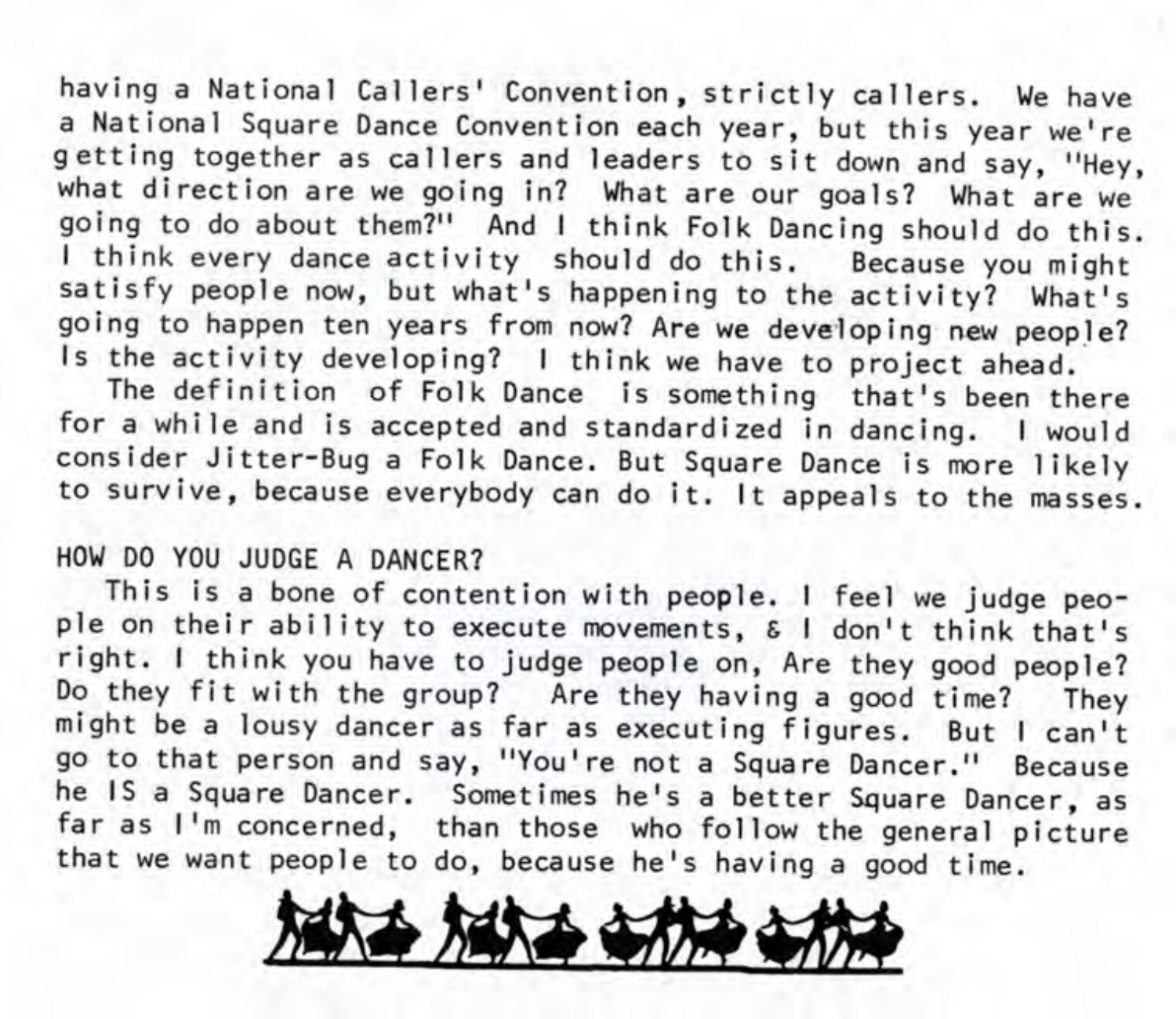having a National Callers' Convention, strictly callers. We have a National Square Dance Convention each year, but this year we're getting together as callers and leaders to sit down and say, "Hey, what direction are we going in? What are our goals? What are we going to do about them?" And I think Folk Dancing should do this. I think every dance activity should do this. Because you might satisfy people now, but what's happening to the activity? What's going to happen ten years from now? Are we developing new people? Is the activity developing? I think we have to project ahead.

The definition of Folk Dance is something that's been there for a while and is accepted and standardized in dancing. I would consider Jitter-Bug a Folk Dance. But Square Dance is more likely to survive, because everybody can do it. It appeals to the masses.

HOW DO YOU JUDGE A DANCER?

This is a bone of contention with people. I feel we judge people on their ability to execute movements, & I don't think that's right. I think you have to judge people on, Are they good people? Do they fit with the group? Are they having a good time? They might be a lousy dancer as far as executing figures. But I can't go to that person and say, "You're not a Square Dancer." Because he IS a Square Dancer. Sometimes he's a better Square Dancer, as far as I'm concerned, than those who follow the general picture that we want people to do, because he's having a good time.